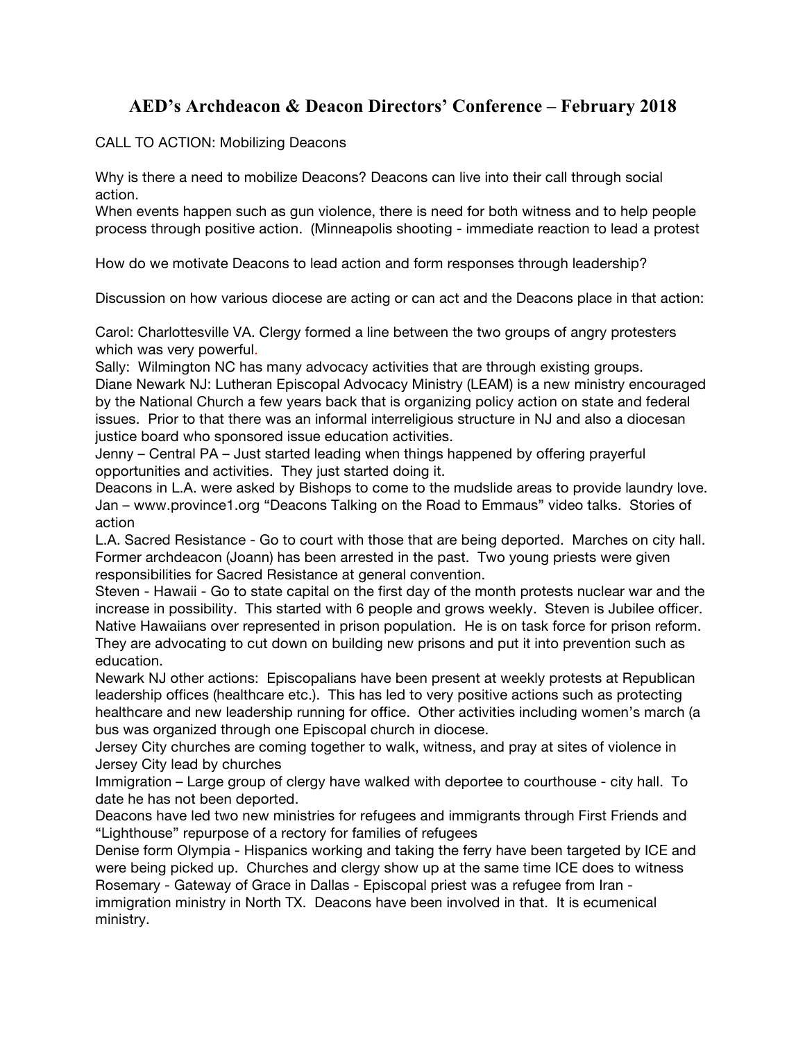# AED's Archdeacon & Deacon Directors' Conference – February 2018

CALL TO ACTION: Mobilizing Deacons

Why is there a need to mobilize Deacons? Deacons can live into their call through social action.
When events happen such as gun violence, there is need for both witness and to help people process through positive action. (Minneapolis shooting - immediate reaction to lead a protest

How do we motivate Deacons to lead action and form responses through leadership?

Discussion on how various diocese are acting or can act and the Deacons place in that action:

Carol: Charlottesville VA. Clergy formed a line between the two groups of angry protesters which was very powerful.
Sally: Wilmington NC has many advocacy activities that are through existing groups.
Diane Newark NJ: Lutheran Episcopal Advocacy Ministry (LEAM) is a new ministry encouraged by the National Church a few years back that is organizing policy action on state and federal issues. Prior to that there was an informal interreligious structure in NJ and also a diocesan justice board who sponsored issue education activities.
Jenny – Central PA – Just started leading when things happened by offering prayerful opportunities and activities. They just started doing it.
Deacons in L.A. were asked by Bishops to come to the mudslide areas to provide laundry love.
Jan – www.province1.org "Deacons Talking on the Road to Emmaus" video talks. Stories of action
L.A. Sacred Resistance - Go to court with those that are being deported. Marches on city hall. Former archdeacon (Joann) has been arrested in the past. Two young priests were given responsibilities for Sacred Resistance at general convention.
Steven - Hawaii - Go to state capital on the first day of the month protests nuclear war and the increase in possibility. This started with 6 people and grows weekly. Steven is Jubilee officer. Native Hawaiians over represented in prison population. He is on task force for prison reform. They are advocating to cut down on building new prisons and put it into prevention such as education.
Newark NJ other actions: Episcopalians have been present at weekly protests at Republican leadership offices (healthcare etc.). This has led to very positive actions such as protecting healthcare and new leadership running for office. Other activities including women's march (a bus was organized through one Episcopal church in diocese.
Jersey City churches are coming together to walk, witness, and pray at sites of violence in Jersey City lead by churches
Immigration – Large group of clergy have walked with deportee to courthouse - city hall. To date he has not been deported.
Deacons have led two new ministries for refugees and immigrants through First Friends and "Lighthouse" repurpose of a rectory for families of refugees
Denise form Olympia - Hispanics working and taking the ferry have been targeted by ICE and were being picked up. Churches and clergy show up at the same time ICE does to witness
Rosemary - Gateway of Grace in Dallas - Episcopal priest was a refugee from Iran - immigration ministry in North TX. Deacons have been involved in that. It is ecumenical ministry.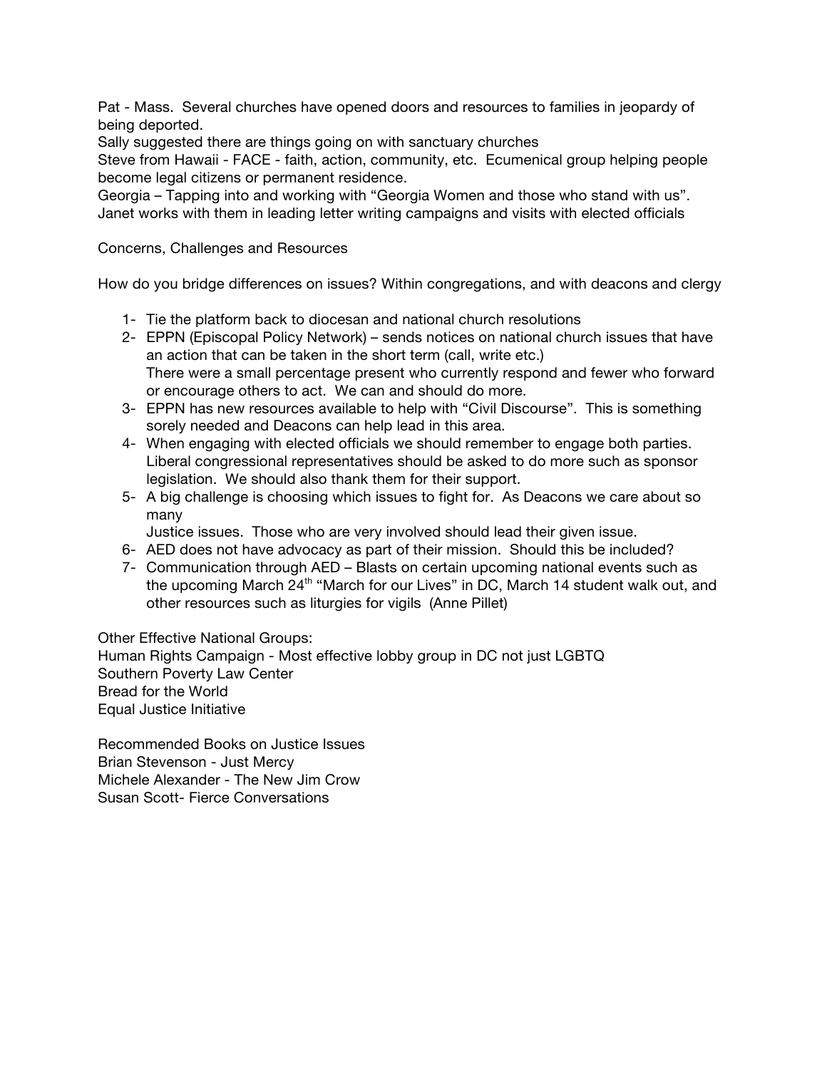Pat - Mass. Several churches have opened doors and resources to families in jeopardy of being deported.

Sally suggested there are things going on with sanctuary churches

Steve from Hawaii - FACE - faith, action, community, etc. Ecumenical group helping people become legal citizens or permanent residence.

Georgia – Tapping into and working with "Georgia Women and those who stand with us". Janet works with them in leading letter writing campaigns and visits with elected officials

Concerns, Challenges and Resources

How do you bridge differences on issues? Within congregations, and with deacons and clergy

1- Tie the platform back to diocesan and national church resolutions
2- EPPN (Episcopal Policy Network) – sends notices on national church issues that have an action that can be taken in the short term (call, write etc.)
   There were a small percentage present who currently respond and fewer who forward or encourage others to act. We can and should do more.
3- EPPN has new resources available to help with "Civil Discourse". This is something sorely needed and Deacons can help lead in this area.
4- When engaging with elected officials we should remember to engage both parties. Liberal congressional representatives should be asked to do more such as sponsor legislation. We should also thank them for their support.
5- A big challenge is choosing which issues to fight for. As Deacons we care about so many
   Justice issues. Those who are very involved should lead their given issue.
6- AED does not have advocacy as part of their mission. Should this be included?
7- Communication through AED – Blasts on certain upcoming national events such as the upcoming March 24th "March for our Lives" in DC, March 14 student walk out, and other resources such as liturgies for vigils (Anne Pillet)

Other Effective National Groups:
Human Rights Campaign - Most effective lobby group in DC not just LGBTQ
Southern Poverty Law Center
Bread for the World
Equal Justice Initiative

Recommended Books on Justice Issues
Brian Stevenson - Just Mercy
Michele Alexander - The New Jim Crow
Susan Scott- Fierce Conversations